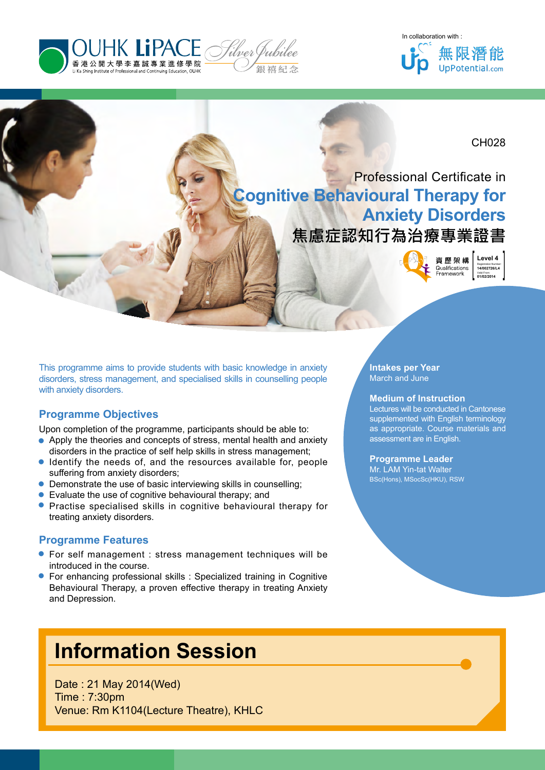OUHK LiPACE 香港公開大學李嘉誠專業進修學院 Li Ka Shing Institute of Professional and Continuing Education, OUHK — Silver Jubilee 銀禧紀念

In collaboration with : 無限潛能 UpPotential.com

CH028

# Professional Certificate in Cognitive Behavioural Therapy for Anxiety Disorders

# 焦慮症認知行為治療專業證書

資歷架構 Qualifications Framework — Level 4, Registration Number: 14/002726/L4, Valid From: 01/02/2014

This programme aims to provide students with basic knowledge in anxiety disorders, stress management, and specialised skills in counselling people with anxiety disorders.

## Programme Objectives

Upon completion of the programme, participants should be able to:

- Apply the theories and concepts of stress, mental health and anxiety disorders in the practice of self help skills in stress management;
- Identify the needs of, and the resources available for, people suffering from anxiety disorders;
- Demonstrate the use of basic interviewing skills in counselling;
- Evaluate the use of cognitive behavioural therapy; and
- Practise specialised skills in cognitive behavioural therapy for treating anxiety disorders.

## Programme Features

- For self management : stress management techniques will be introduced in the course.
- For enhancing professional skills : Specialized training in Cognitive Behavioural Therapy, a proven effective therapy in treating Anxiety and Depression.

**Intakes per Year**
March and June

**Medium of Instruction**
Lectures will be conducted in Cantonese supplemented with English terminology as appropriate. Course materials and assessment are in English.

**Programme Leader**
Mr. LAM Yin-tat Walter
BSc(Hons), MSocSc(HKU), RSW

## Information Session

Date : 21 May 2014(Wed)
Time : 7:30pm
Venue: Rm K1104(Lecture Theatre), KHLC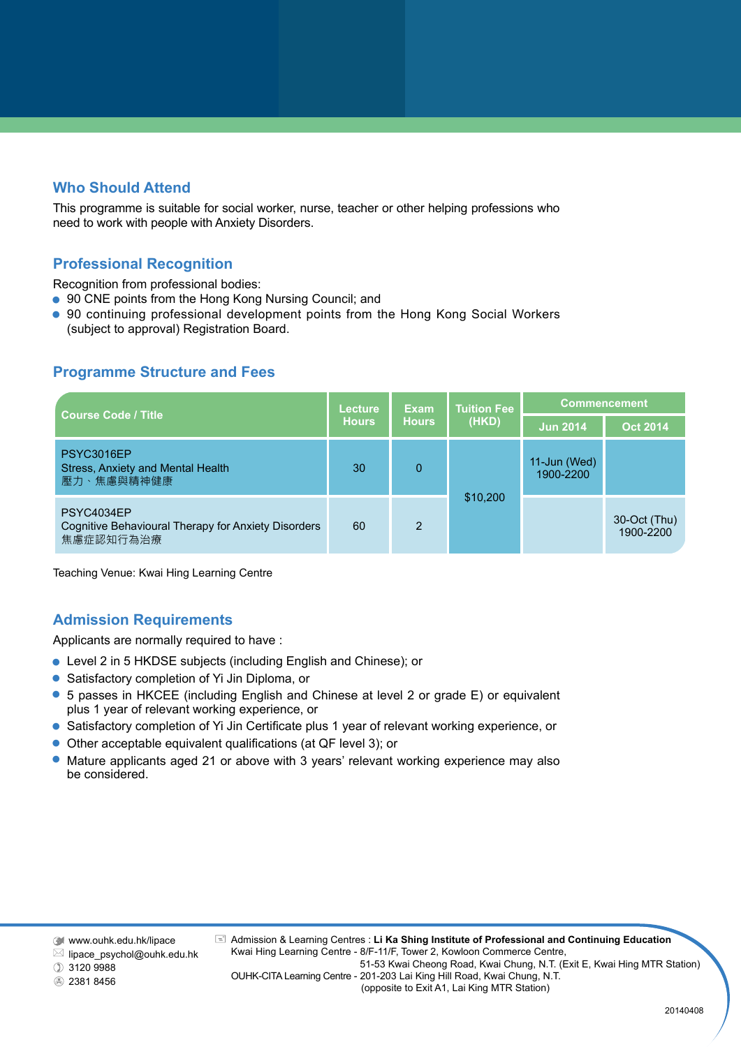## Who Should Attend

This programme is suitable for social worker, nurse, teacher or other helping professions who need to work with people with Anxiety Disorders.

## Professional Recognition

Recognition from professional bodies:

- 90 CNE points from the Hong Kong Nursing Council; and
- 90 continuing professional development points from the Hong Kong Social Workers (subject to approval) Registration Board.

## Programme Structure and Fees

| Course Code / Title | Lecture Hours | Exam Hours | Tuition Fee (HKD) | Commencement | |
|---|---|---|---|---|---|
| | | | | Jun 2014 | Oct 2014 |
| PSYC3016EP<br>Stress, Anxiety and Mental Health<br>壓力、焦慮與精神健康 | 30 | 0 | $10,200 | 11-Jun (Wed)<br>1900-2200 | |
| PSYC4034EP<br>Cognitive Behavioural Therapy for Anxiety Disorders<br>焦慮症認知行為治療 | 60 | 2 | | | 30-Oct (Thu)<br>1900-2200 |

Teaching Venue: Kwai Hing Learning Centre

## Admission Requirements

Applicants are normally required to have :

- Level 2 in 5 HKDSE subjects (including English and Chinese); or
- Satisfactory completion of Yi Jin Diploma, or
- 5 passes in HKCEE (including English and Chinese at level 2 or grade E) or equivalent plus 1 year of relevant working experience, or
- Satisfactory completion of Yi Jin Certificate plus 1 year of relevant working experience, or
- Other acceptable equivalent qualifications (at QF level 3); or
- Mature applicants aged 21 or above with 3 years' relevant working experience may also be considered.

www.ouhk.edu.hk/lipace
lipace_psychol@ouhk.edu.hk
3120 9988
2381 8456

Admission & Learning Centres : **Li Ka Shing Institute of Professional and Continuing Education**
Kwai Hing Learning Centre - 8/F-11/F, Tower 2, Kowloon Commerce Centre, 51-53 Kwai Cheong Road, Kwai Chung, N.T. (Exit E, Kwai Hing MTR Station)
OUHK-CITA Learning Centre - 201-203 Lai King Hill Road, Kwai Chung, N.T. (opposite to Exit A1, Lai King MTR Station)

20140408